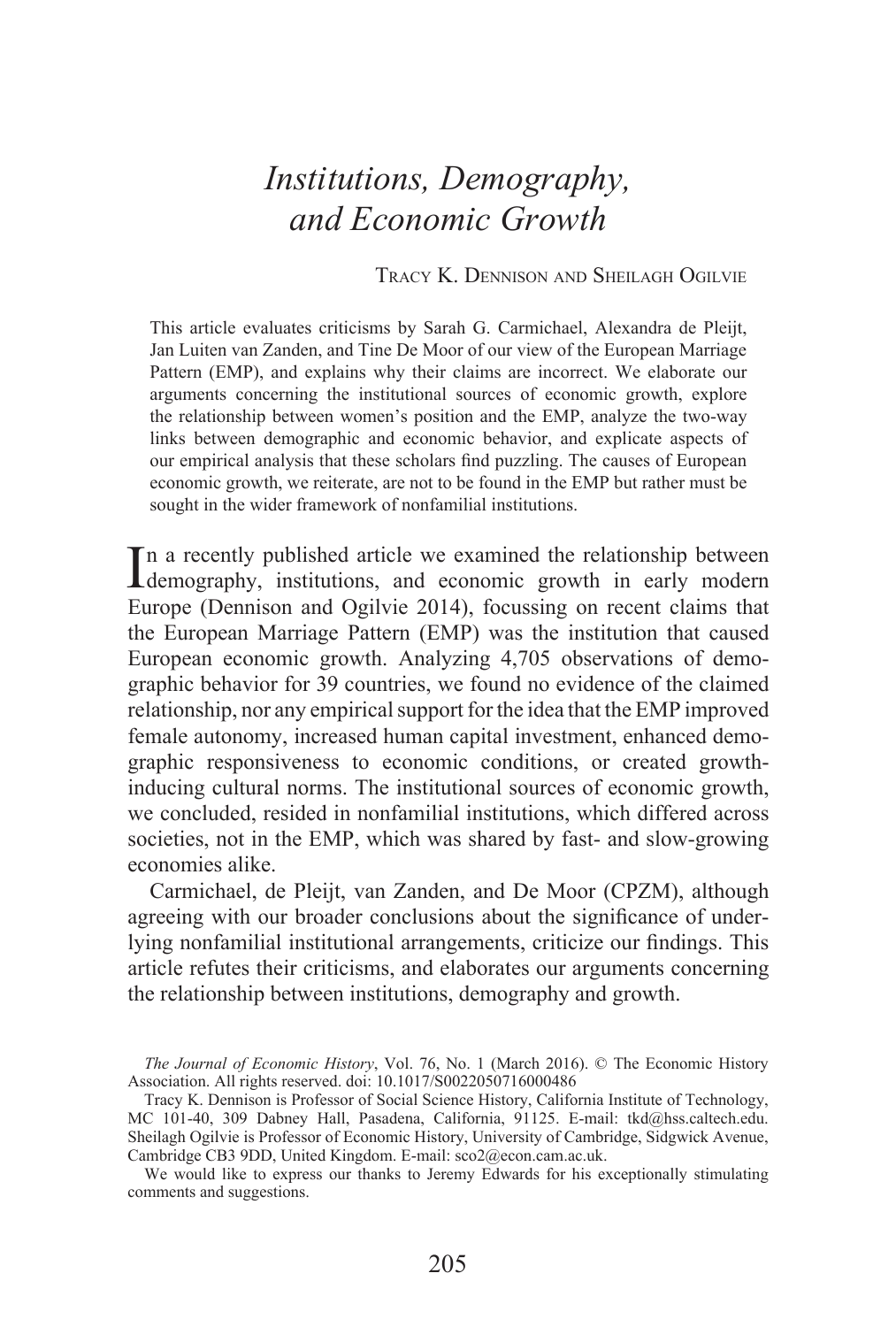# Institutions, Demography, and Economic Growth

TRACY K. DENNISON AND SHEILAGH OGILVIE

This article evaluates criticisms by Sarah G. Carmichael, Alexandra de Pleijt, Jan Luiten van Zanden, and Tine De Moor of our view of the European Marriage Pattern (EMP), and explains why their claims are incorrect. We elaborate our arguments concerning the institutional sources of economic growth, explore the relationship between women's position and the EMP, analyze the two-way links between demographic and economic behavior, and explicate aspects of our empirical analysis that these scholars find puzzling. The causes of European economic growth, we reiterate, are not to be found in the EMP but rather must be sought in the wider framework of nonfamilial institutions.

In a recently published article we examined the relationship between demography, institutions, and economic growth in early modern Europe (Dennison and Ogilvie 2014), focussing on recent claims that the European Marriage Pattern (EMP) was the institution that caused European economic growth. Analyzing 4,705 observations of demographic behavior for 39 countries, we found no evidence of the claimed relationship, nor any empirical support for the idea that the EMP improved female autonomy, increased human capital investment, enhanced demographic responsiveness to economic conditions, or created growth-inducing cultural norms. The institutional sources of economic growth, we concluded, resided in nonfamilial institutions, which differed across societies, not in the EMP, which was shared by fast- and slow-growing economies alike.

Carmichael, de Pleijt, van Zanden, and De Moor (CPZM), although agreeing with our broader conclusions about the significance of underlying nonfamilial institutional arrangements, criticize our findings. This article refutes their criticisms, and elaborates our arguments concerning the relationship between institutions, demography and growth.

*The Journal of Economic History*, Vol. 76, No. 1 (March 2016). © The Economic History Association. All rights reserved. doi: 10.1017/S0022050716000486

Tracy K. Dennison is Professor of Social Science History, California Institute of Technology, MC 101-40, 309 Dabney Hall, Pasadena, California, 91125. E-mail: tkd@hss.caltech.edu. Sheilagh Ogilvie is Professor of Economic History, University of Cambridge, Sidgwick Avenue, Cambridge CB3 9DD, United Kingdom. E-mail: sco2@econ.cam.ac.uk.

We would like to express our thanks to Jeremy Edwards for his exceptionally stimulating comments and suggestions.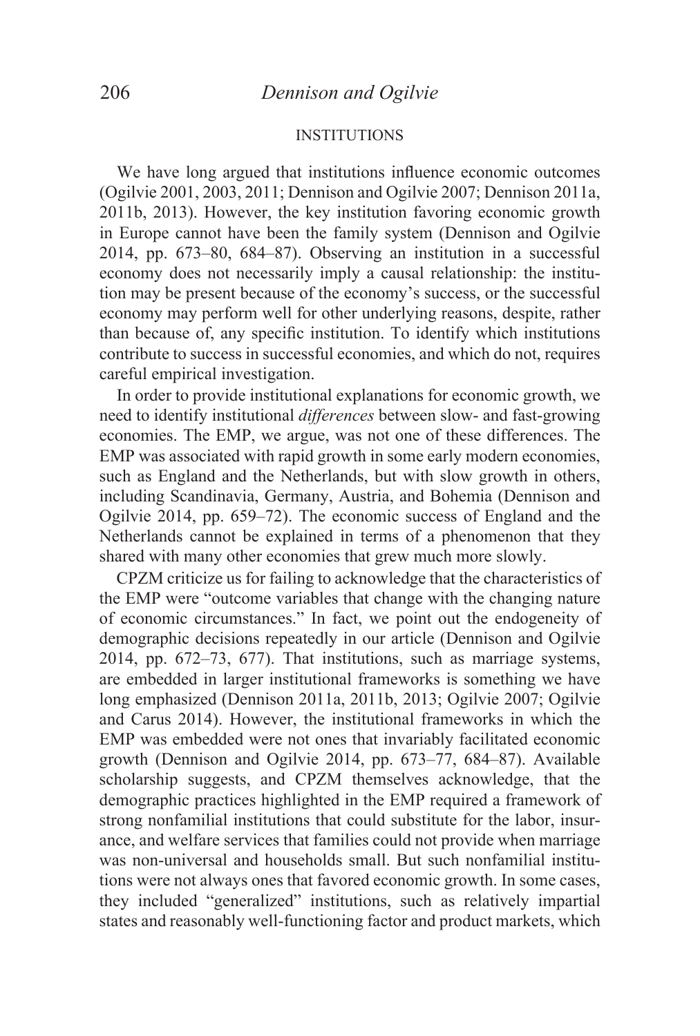## INSTITUTIONS

We have long argued that institutions influence economic outcomes (Ogilvie 2001, 2003, 2011; Dennison and Ogilvie 2007; Dennison 2011a, 2011b, 2013). However, the key institution favoring economic growth in Europe cannot have been the family system (Dennison and Ogilvie 2014, pp. 673–80, 684–87). Observing an institution in a successful economy does not necessarily imply a causal relationship: the institution may be present because of the economy's success, or the successful economy may perform well for other underlying reasons, despite, rather than because of, any specific institution. To identify which institutions contribute to success in successful economies, and which do not, requires careful empirical investigation.

In order to provide institutional explanations for economic growth, we need to identify institutional *differences* between slow- and fast-growing economies. The EMP, we argue, was not one of these differences. The EMP was associated with rapid growth in some early modern economies, such as England and the Netherlands, but with slow growth in others, including Scandinavia, Germany, Austria, and Bohemia (Dennison and Ogilvie 2014, pp. 659–72). The economic success of England and the Netherlands cannot be explained in terms of a phenomenon that they shared with many other economies that grew much more slowly.

CPZM criticize us for failing to acknowledge that the characteristics of the EMP were "outcome variables that change with the changing nature of economic circumstances." In fact, we point out the endogeneity of demographic decisions repeatedly in our article (Dennison and Ogilvie 2014, pp. 672–73, 677). That institutions, such as marriage systems, are embedded in larger institutional frameworks is something we have long emphasized (Dennison 2011a, 2011b, 2013; Ogilvie 2007; Ogilvie and Carus 2014). However, the institutional frameworks in which the EMP was embedded were not ones that invariably facilitated economic growth (Dennison and Ogilvie 2014, pp. 673–77, 684–87). Available scholarship suggests, and CPZM themselves acknowledge, that the demographic practices highlighted in the EMP required a framework of strong nonfamilial institutions that could substitute for the labor, insurance, and welfare services that families could not provide when marriage was non-universal and households small. But such nonfamilial institutions were not always ones that favored economic growth. In some cases, they included "generalized" institutions, such as relatively impartial states and reasonably well-functioning factor and product markets, which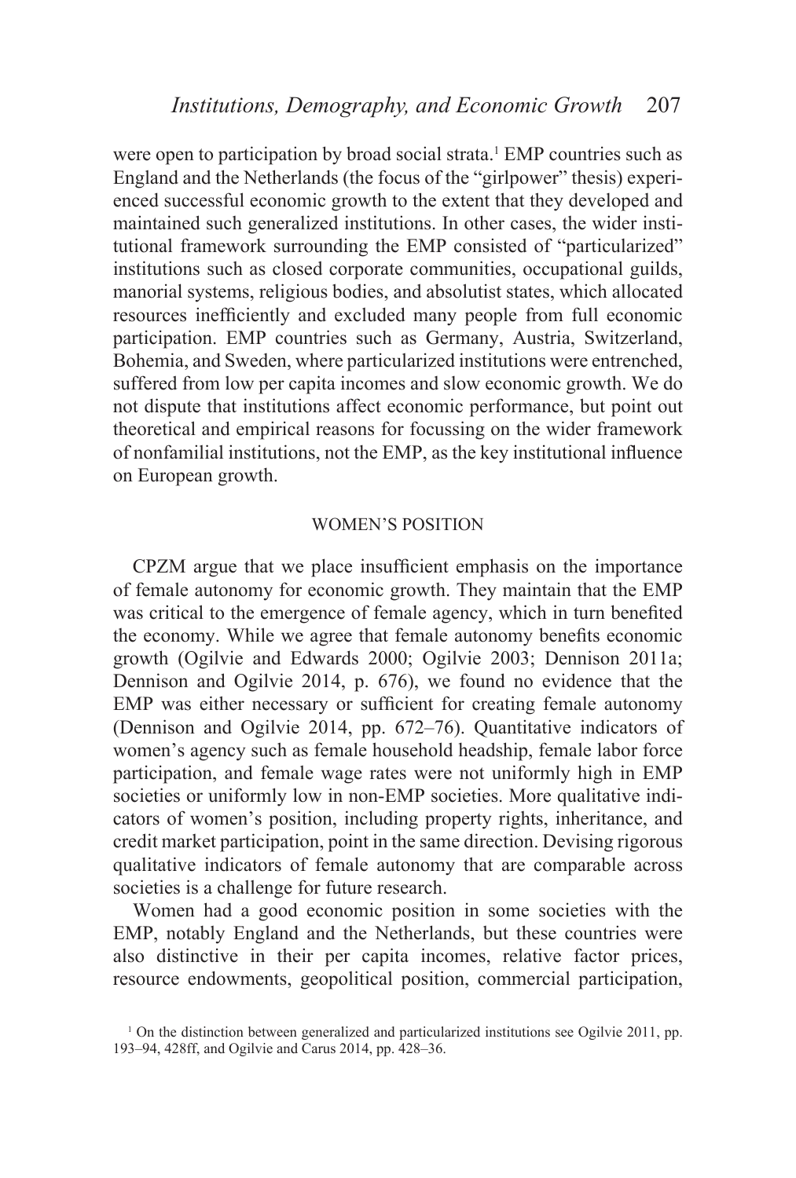were open to participation by broad social strata.[1] EMP countries such as England and the Netherlands (the focus of the "girlpower" thesis) experienced successful economic growth to the extent that they developed and maintained such generalized institutions. In other cases, the wider institutional framework surrounding the EMP consisted of "particularized" institutions such as closed corporate communities, occupational guilds, manorial systems, religious bodies, and absolutist states, which allocated resources inefficiently and excluded many people from full economic participation. EMP countries such as Germany, Austria, Switzerland, Bohemia, and Sweden, where particularized institutions were entrenched, suffered from low per capita incomes and slow economic growth. We do not dispute that institutions affect economic performance, but point out theoretical and empirical reasons for focussing on the wider framework of nonfamilial institutions, not the EMP, as the key institutional influence on European growth.

## WOMEN'S POSITION

CPZM argue that we place insufficient emphasis on the importance of female autonomy for economic growth. They maintain that the EMP was critical to the emergence of female agency, which in turn benefited the economy. While we agree that female autonomy benefits economic growth (Ogilvie and Edwards 2000; Ogilvie 2003; Dennison 2011a; Dennison and Ogilvie 2014, p. 676), we found no evidence that the EMP was either necessary or sufficient for creating female autonomy (Dennison and Ogilvie 2014, pp. 672–76). Quantitative indicators of women's agency such as female household headship, female labor force participation, and female wage rates were not uniformly high in EMP societies or uniformly low in non-EMP societies. More qualitative indicators of women's position, including property rights, inheritance, and credit market participation, point in the same direction. Devising rigorous qualitative indicators of female autonomy that are comparable across societies is a challenge for future research.

Women had a good economic position in some societies with the EMP, notably England and the Netherlands, but these countries were also distinctive in their per capita incomes, relative factor prices, resource endowments, geopolitical position, commercial participation,

[1] On the distinction between generalized and particularized institutions see Ogilvie 2011, pp. 193–94, 428ff, and Ogilvie and Carus 2014, pp. 428–36.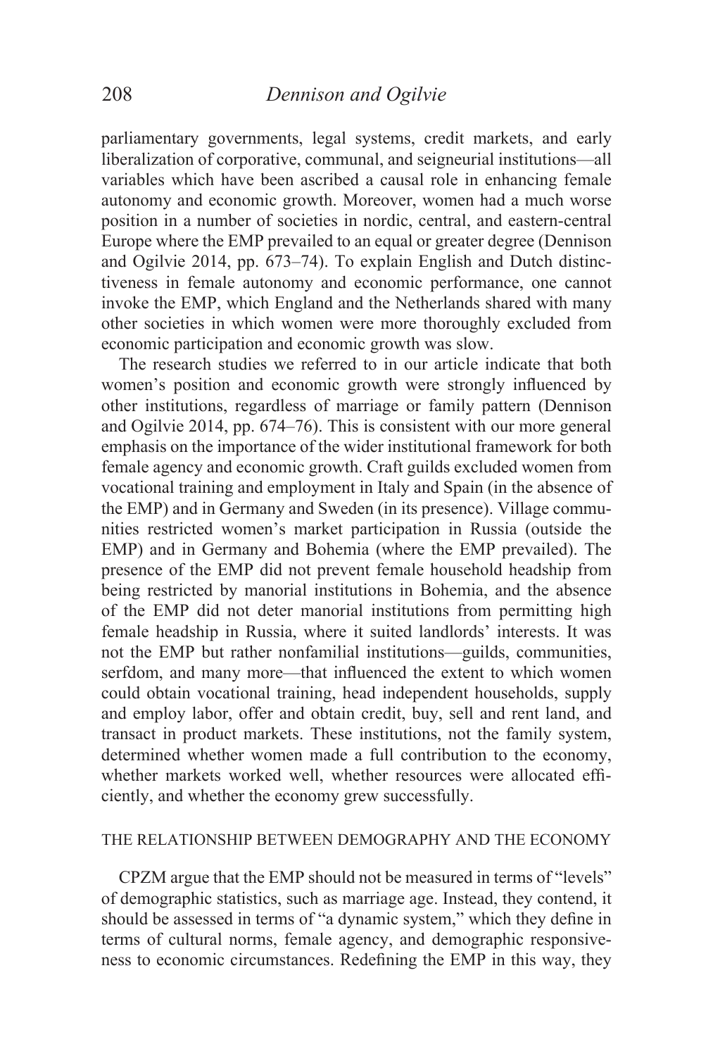parliamentary governments, legal systems, credit markets, and early liberalization of corporative, communal, and seigneurial institutions—all variables which have been ascribed a causal role in enhancing female autonomy and economic growth. Moreover, women had a much worse position in a number of societies in nordic, central, and eastern-central Europe where the EMP prevailed to an equal or greater degree (Dennison and Ogilvie 2014, pp. 673–74). To explain English and Dutch distinctiveness in female autonomy and economic performance, one cannot invoke the EMP, which England and the Netherlands shared with many other societies in which women were more thoroughly excluded from economic participation and economic growth was slow.

The research studies we referred to in our article indicate that both women's position and economic growth were strongly influenced by other institutions, regardless of marriage or family pattern (Dennison and Ogilvie 2014, pp. 674–76). This is consistent with our more general emphasis on the importance of the wider institutional framework for both female agency and economic growth. Craft guilds excluded women from vocational training and employment in Italy and Spain (in the absence of the EMP) and in Germany and Sweden (in its presence). Village communities restricted women's market participation in Russia (outside the EMP) and in Germany and Bohemia (where the EMP prevailed). The presence of the EMP did not prevent female household headship from being restricted by manorial institutions in Bohemia, and the absence of the EMP did not deter manorial institutions from permitting high female headship in Russia, where it suited landlords' interests. It was not the EMP but rather nonfamilial institutions—guilds, communities, serfdom, and many more—that influenced the extent to which women could obtain vocational training, head independent households, supply and employ labor, offer and obtain credit, buy, sell and rent land, and transact in product markets. These institutions, not the family system, determined whether women made a full contribution to the economy, whether markets worked well, whether resources were allocated efficiently, and whether the economy grew successfully.

## THE RELATIONSHIP BETWEEN DEMOGRAPHY AND THE ECONOMY

CPZM argue that the EMP should not be measured in terms of "levels" of demographic statistics, such as marriage age. Instead, they contend, it should be assessed in terms of "a dynamic system," which they define in terms of cultural norms, female agency, and demographic responsiveness to economic circumstances. Redefining the EMP in this way, they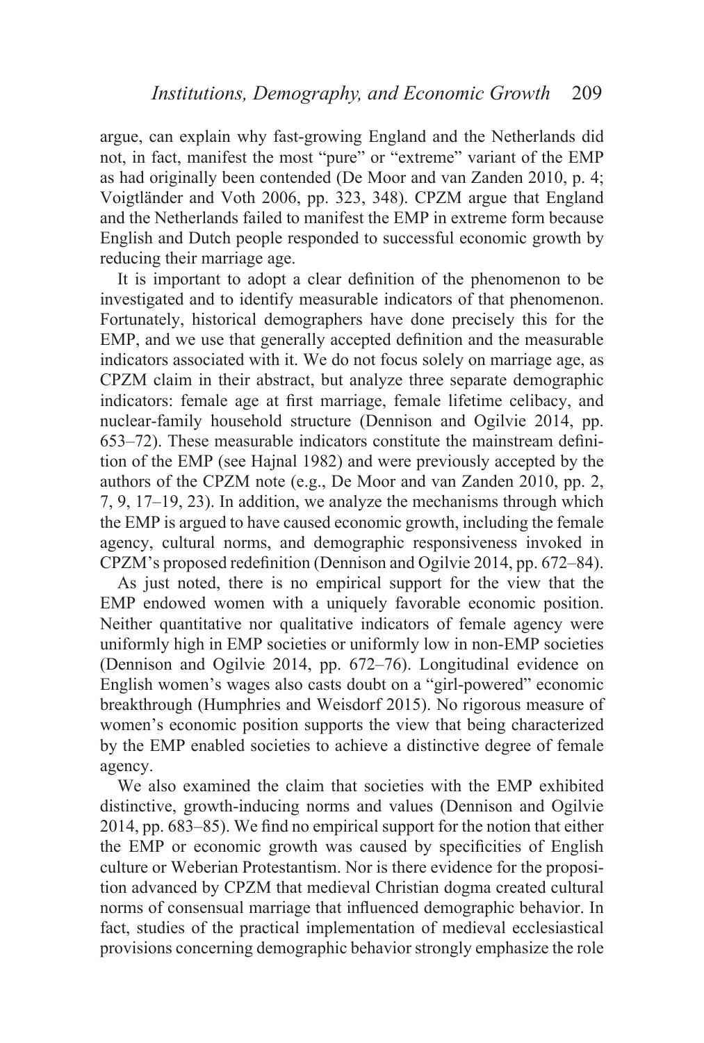argue, can explain why fast-growing England and the Netherlands did not, in fact, manifest the most "pure" or "extreme" variant of the EMP as had originally been contended (De Moor and van Zanden 2010, p. 4; Voigtländer and Voth 2006, pp. 323, 348). CPZM argue that England and the Netherlands failed to manifest the EMP in extreme form because English and Dutch people responded to successful economic growth by reducing their marriage age.

It is important to adopt a clear definition of the phenomenon to be investigated and to identify measurable indicators of that phenomenon. Fortunately, historical demographers have done precisely this for the EMP, and we use that generally accepted definition and the measurable indicators associated with it. We do not focus solely on marriage age, as CPZM claim in their abstract, but analyze three separate demographic indicators: female age at first marriage, female lifetime celibacy, and nuclear-family household structure (Dennison and Ogilvie 2014, pp. 653–72). These measurable indicators constitute the mainstream definition of the EMP (see Hajnal 1982) and were previously accepted by the authors of the CPZM note (e.g., De Moor and van Zanden 2010, pp. 2, 7, 9, 17–19, 23). In addition, we analyze the mechanisms through which the EMP is argued to have caused economic growth, including the female agency, cultural norms, and demographic responsiveness invoked in CPZM's proposed redefinition (Dennison and Ogilvie 2014, pp. 672–84).

As just noted, there is no empirical support for the view that the EMP endowed women with a uniquely favorable economic position. Neither quantitative nor qualitative indicators of female agency were uniformly high in EMP societies or uniformly low in non-EMP societies (Dennison and Ogilvie 2014, pp. 672–76). Longitudinal evidence on English women's wages also casts doubt on a "girl-powered" economic breakthrough (Humphries and Weisdorf 2015). No rigorous measure of women's economic position supports the view that being characterized by the EMP enabled societies to achieve a distinctive degree of female agency.

We also examined the claim that societies with the EMP exhibited distinctive, growth-inducing norms and values (Dennison and Ogilvie 2014, pp. 683–85). We find no empirical support for the notion that either the EMP or economic growth was caused by specificities of English culture or Weberian Protestantism. Nor is there evidence for the proposition advanced by CPZM that medieval Christian dogma created cultural norms of consensual marriage that influenced demographic behavior. In fact, studies of the practical implementation of medieval ecclesiastical provisions concerning demographic behavior strongly emphasize the role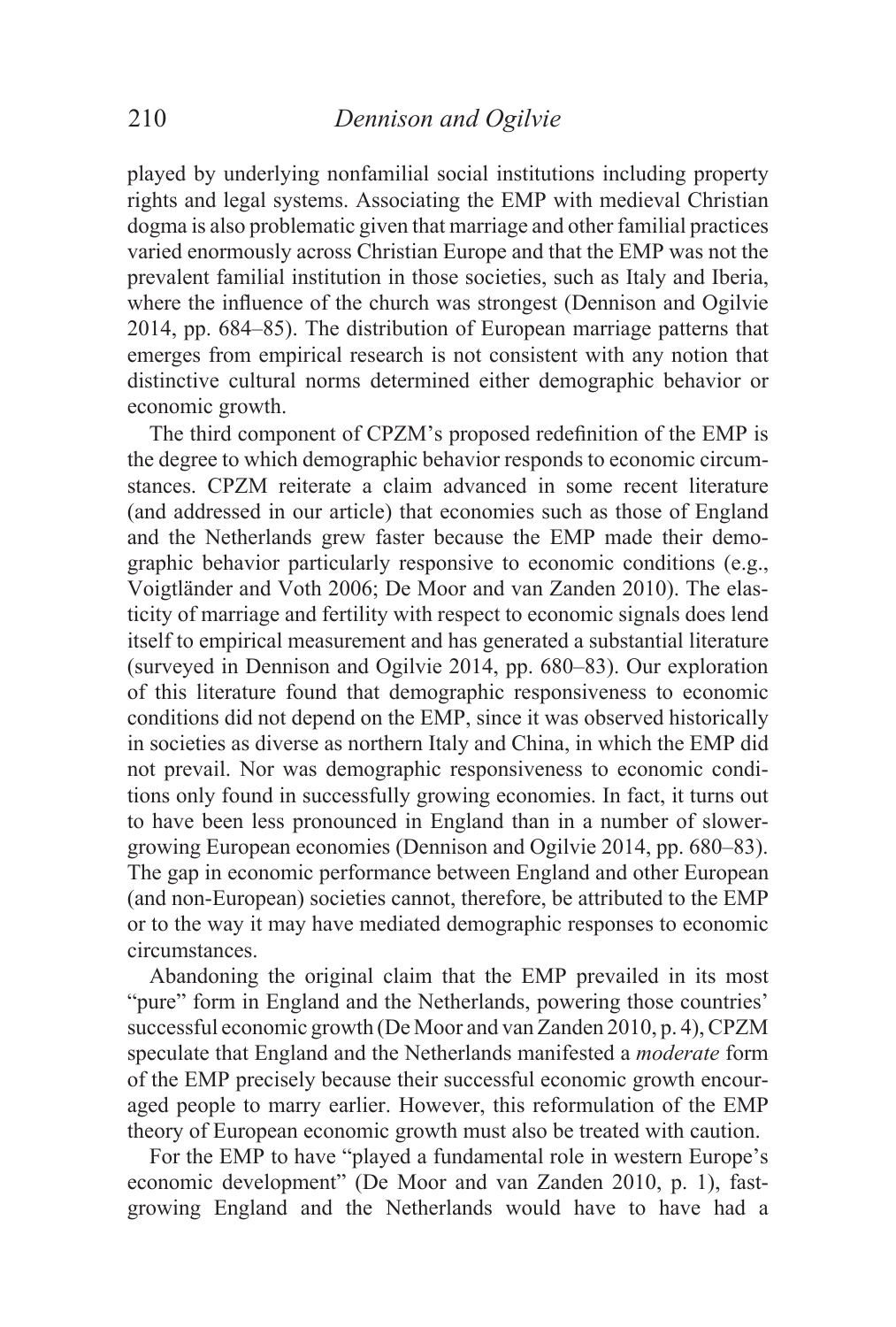played by underlying nonfamilial social institutions including property rights and legal systems. Associating the EMP with medieval Christian dogma is also problematic given that marriage and other familial practices varied enormously across Christian Europe and that the EMP was not the prevalent familial institution in those societies, such as Italy and Iberia, where the influence of the church was strongest (Dennison and Ogilvie 2014, pp. 684–85). The distribution of European marriage patterns that emerges from empirical research is not consistent with any notion that distinctive cultural norms determined either demographic behavior or economic growth.

The third component of CPZM's proposed redefinition of the EMP is the degree to which demographic behavior responds to economic circumstances. CPZM reiterate a claim advanced in some recent literature (and addressed in our article) that economies such as those of England and the Netherlands grew faster because the EMP made their demographic behavior particularly responsive to economic conditions (e.g., Voigtländer and Voth 2006; De Moor and van Zanden 2010). The elasticity of marriage and fertility with respect to economic signals does lend itself to empirical measurement and has generated a substantial literature (surveyed in Dennison and Ogilvie 2014, pp. 680–83). Our exploration of this literature found that demographic responsiveness to economic conditions did not depend on the EMP, since it was observed historically in societies as diverse as northern Italy and China, in which the EMP did not prevail. Nor was demographic responsiveness to economic conditions only found in successfully growing economies. In fact, it turns out to have been less pronounced in England than in a number of slower-growing European economies (Dennison and Ogilvie 2014, pp. 680–83). The gap in economic performance between England and other European (and non-European) societies cannot, therefore, be attributed to the EMP or to the way it may have mediated demographic responses to economic circumstances.

Abandoning the original claim that the EMP prevailed in its most "pure" form in England and the Netherlands, powering those countries' successful economic growth (De Moor and van Zanden 2010, p. 4), CPZM speculate that England and the Netherlands manifested a *moderate* form of the EMP precisely because their successful economic growth encouraged people to marry earlier. However, this reformulation of the EMP theory of European economic growth must also be treated with caution.

For the EMP to have "played a fundamental role in western Europe's economic development" (De Moor and van Zanden 2010, p. 1), fast-growing England and the Netherlands would have to have had a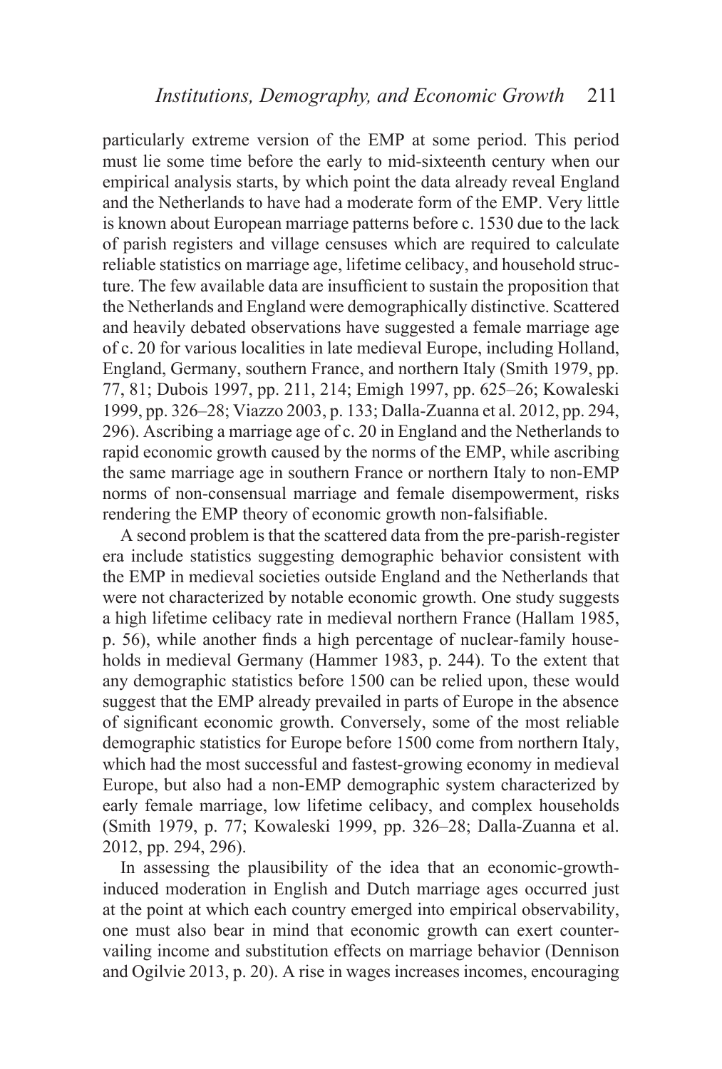particularly extreme version of the EMP at some period. This period must lie some time before the early to mid-sixteenth century when our empirical analysis starts, by which point the data already reveal England and the Netherlands to have had a moderate form of the EMP. Very little is known about European marriage patterns before c. 1530 due to the lack of parish registers and village censuses which are required to calculate reliable statistics on marriage age, lifetime celibacy, and household structure. The few available data are insufficient to sustain the proposition that the Netherlands and England were demographically distinctive. Scattered and heavily debated observations have suggested a female marriage age of c. 20 for various localities in late medieval Europe, including Holland, England, Germany, southern France, and northern Italy (Smith 1979, pp. 77, 81; Dubois 1997, pp. 211, 214; Emigh 1997, pp. 625–26; Kowaleski 1999, pp. 326–28; Viazzo 2003, p. 133; Dalla-Zuanna et al. 2012, pp. 294, 296). Ascribing a marriage age of c. 20 in England and the Netherlands to rapid economic growth caused by the norms of the EMP, while ascribing the same marriage age in southern France or northern Italy to non-EMP norms of non-consensual marriage and female disempowerment, risks rendering the EMP theory of economic growth non-falsifiable.

A second problem is that the scattered data from the pre-parish-register era include statistics suggesting demographic behavior consistent with the EMP in medieval societies outside England and the Netherlands that were not characterized by notable economic growth. One study suggests a high lifetime celibacy rate in medieval northern France (Hallam 1985, p. 56), while another finds a high percentage of nuclear-family households in medieval Germany (Hammer 1983, p. 244). To the extent that any demographic statistics before 1500 can be relied upon, these would suggest that the EMP already prevailed in parts of Europe in the absence of significant economic growth. Conversely, some of the most reliable demographic statistics for Europe before 1500 come from northern Italy, which had the most successful and fastest-growing economy in medieval Europe, but also had a non-EMP demographic system characterized by early female marriage, low lifetime celibacy, and complex households (Smith 1979, p. 77; Kowaleski 1999, pp. 326–28; Dalla-Zuanna et al. 2012, pp. 294, 296).

In assessing the plausibility of the idea that an economic-growth-induced moderation in English and Dutch marriage ages occurred just at the point at which each country emerged into empirical observability, one must also bear in mind that economic growth can exert countervailing income and substitution effects on marriage behavior (Dennison and Ogilvie 2013, p. 20). A rise in wages increases incomes, encouraging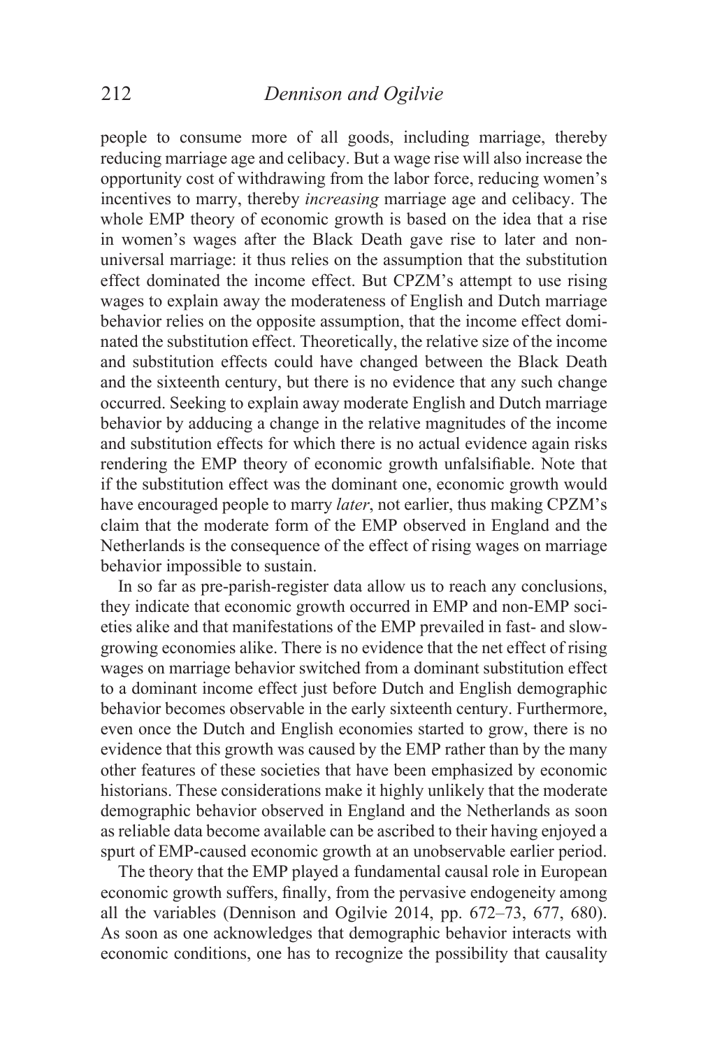people to consume more of all goods, including marriage, thereby reducing marriage age and celibacy. But a wage rise will also increase the opportunity cost of withdrawing from the labor force, reducing women's incentives to marry, thereby *increasing* marriage age and celibacy. The whole EMP theory of economic growth is based on the idea that a rise in women's wages after the Black Death gave rise to later and non-universal marriage: it thus relies on the assumption that the substitution effect dominated the income effect. But CPZM's attempt to use rising wages to explain away the moderateness of English and Dutch marriage behavior relies on the opposite assumption, that the income effect dominated the substitution effect. Theoretically, the relative size of the income and substitution effects could have changed between the Black Death and the sixteenth century, but there is no evidence that any such change occurred. Seeking to explain away moderate English and Dutch marriage behavior by adducing a change in the relative magnitudes of the income and substitution effects for which there is no actual evidence again risks rendering the EMP theory of economic growth unfalsifiable. Note that if the substitution effect was the dominant one, economic growth would have encouraged people to marry *later*, not earlier, thus making CPZM's claim that the moderate form of the EMP observed in England and the Netherlands is the consequence of the effect of rising wages on marriage behavior impossible to sustain.

In so far as pre-parish-register data allow us to reach any conclusions, they indicate that economic growth occurred in EMP and non-EMP societies alike and that manifestations of the EMP prevailed in fast- and slow-growing economies alike. There is no evidence that the net effect of rising wages on marriage behavior switched from a dominant substitution effect to a dominant income effect just before Dutch and English demographic behavior becomes observable in the early sixteenth century. Furthermore, even once the Dutch and English economies started to grow, there is no evidence that this growth was caused by the EMP rather than by the many other features of these societies that have been emphasized by economic historians. These considerations make it highly unlikely that the moderate demographic behavior observed in England and the Netherlands as soon as reliable data become available can be ascribed to their having enjoyed a spurt of EMP-caused economic growth at an unobservable earlier period.

The theory that the EMP played a fundamental causal role in European economic growth suffers, finally, from the pervasive endogeneity among all the variables (Dennison and Ogilvie 2014, pp. 672–73, 677, 680). As soon as one acknowledges that demographic behavior interacts with economic conditions, one has to recognize the possibility that causality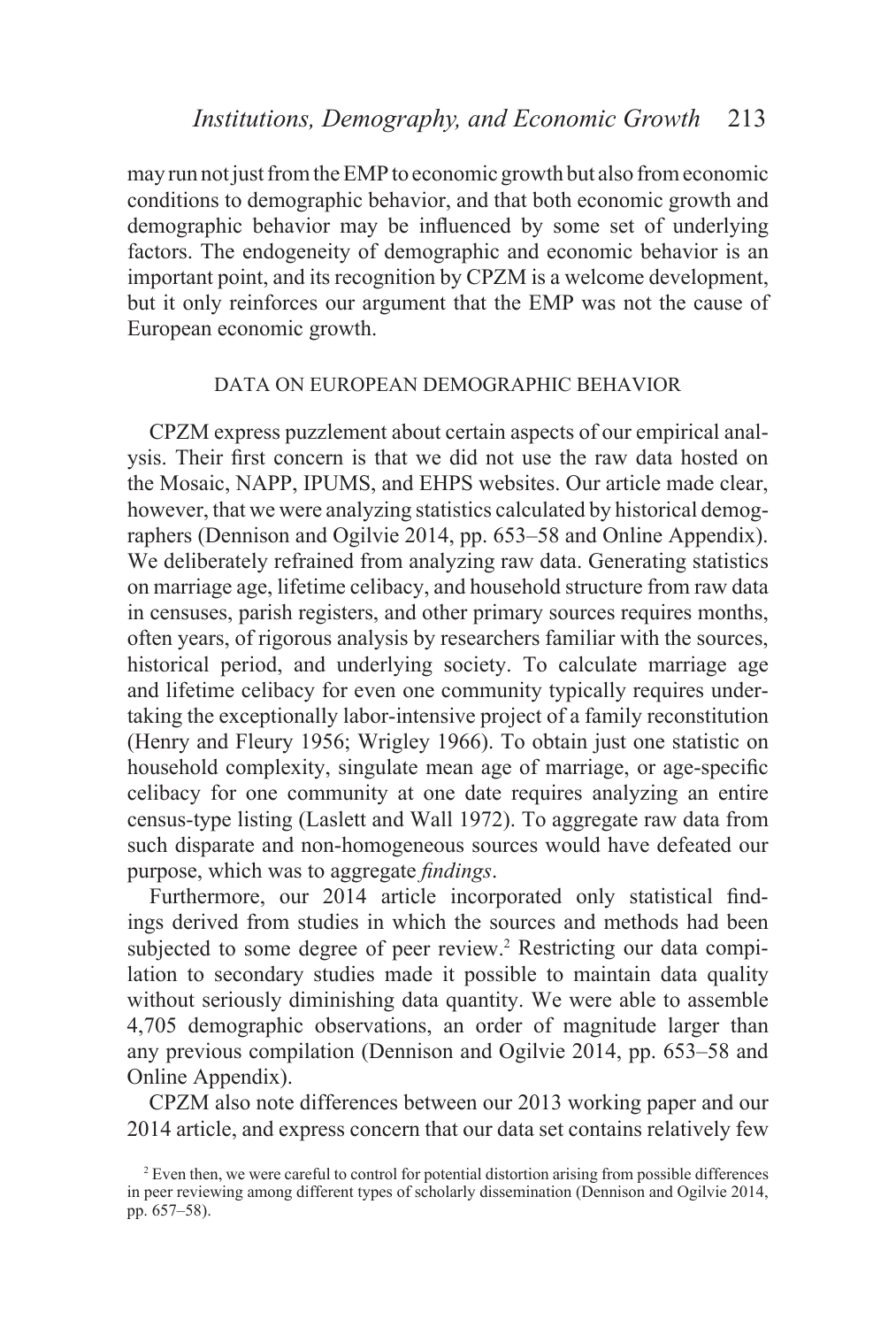may run not just from the EMP to economic growth but also from economic conditions to demographic behavior, and that both economic growth and demographic behavior may be influenced by some set of underlying factors. The endogeneity of demographic and economic behavior is an important point, and its recognition by CPZM is a welcome development, but it only reinforces our argument that the EMP was not the cause of European economic growth.

## DATA ON EUROPEAN DEMOGRAPHIC BEHAVIOR

CPZM express puzzlement about certain aspects of our empirical analysis. Their first concern is that we did not use the raw data hosted on the Mosaic, NAPP, IPUMS, and EHPS websites. Our article made clear, however, that we were analyzing statistics calculated by historical demographers (Dennison and Ogilvie 2014, pp. 653–58 and Online Appendix). We deliberately refrained from analyzing raw data. Generating statistics on marriage age, lifetime celibacy, and household structure from raw data in censuses, parish registers, and other primary sources requires months, often years, of rigorous analysis by researchers familiar with the sources, historical period, and underlying society. To calculate marriage age and lifetime celibacy for even one community typically requires undertaking the exceptionally labor-intensive project of a family reconstitution (Henry and Fleury 1956; Wrigley 1966). To obtain just one statistic on household complexity, singulate mean age of marriage, or age-specific celibacy for one community at one date requires analyzing an entire census-type listing (Laslett and Wall 1972). To aggregate raw data from such disparate and non-homogeneous sources would have defeated our purpose, which was to aggregate *findings*.

Furthermore, our 2014 article incorporated only statistical findings derived from studies in which the sources and methods had been subjected to some degree of peer review.[2] Restricting our data compilation to secondary studies made it possible to maintain data quality without seriously diminishing data quantity. We were able to assemble 4,705 demographic observations, an order of magnitude larger than any previous compilation (Dennison and Ogilvie 2014, pp. 653–58 and Online Appendix).

CPZM also note differences between our 2013 working paper and our 2014 article, and express concern that our data set contains relatively few

[2] Even then, we were careful to control for potential distortion arising from possible differences in peer reviewing among different types of scholarly dissemination (Dennison and Ogilvie 2014, pp. 657–58).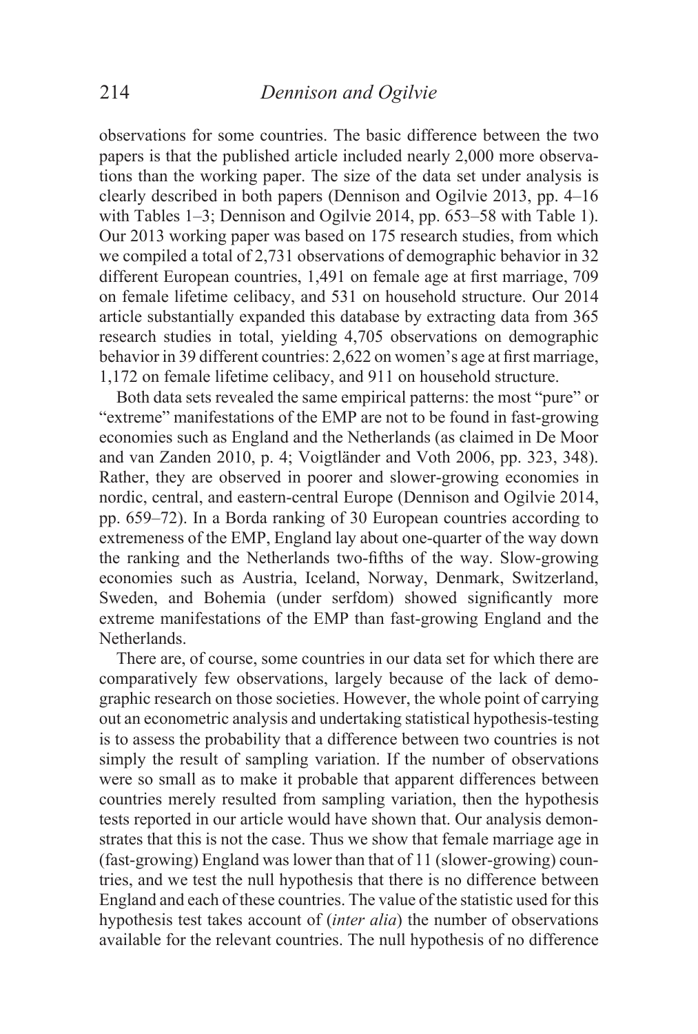observations for some countries. The basic difference between the two papers is that the published article included nearly 2,000 more observations than the working paper. The size of the data set under analysis is clearly described in both papers (Dennison and Ogilvie 2013, pp. 4–16 with Tables 1–3; Dennison and Ogilvie 2014, pp. 653–58 with Table 1). Our 2013 working paper was based on 175 research studies, from which we compiled a total of 2,731 observations of demographic behavior in 32 different European countries, 1,491 on female age at first marriage, 709 on female lifetime celibacy, and 531 on household structure. Our 2014 article substantially expanded this database by extracting data from 365 research studies in total, yielding 4,705 observations on demographic behavior in 39 different countries: 2,622 on women's age at first marriage, 1,172 on female lifetime celibacy, and 911 on household structure.

Both data sets revealed the same empirical patterns: the most "pure" or "extreme" manifestations of the EMP are not to be found in fast-growing economies such as England and the Netherlands (as claimed in De Moor and van Zanden 2010, p. 4; Voigtländer and Voth 2006, pp. 323, 348). Rather, they are observed in poorer and slower-growing economies in nordic, central, and eastern-central Europe (Dennison and Ogilvie 2014, pp. 659–72). In a Borda ranking of 30 European countries according to extremeness of the EMP, England lay about one-quarter of the way down the ranking and the Netherlands two-fifths of the way. Slow-growing economies such as Austria, Iceland, Norway, Denmark, Switzerland, Sweden, and Bohemia (under serfdom) showed significantly more extreme manifestations of the EMP than fast-growing England and the Netherlands.

There are, of course, some countries in our data set for which there are comparatively few observations, largely because of the lack of demographic research on those societies. However, the whole point of carrying out an econometric analysis and undertaking statistical hypothesis-testing is to assess the probability that a difference between two countries is not simply the result of sampling variation. If the number of observations were so small as to make it probable that apparent differences between countries merely resulted from sampling variation, then the hypothesis tests reported in our article would have shown that. Our analysis demonstrates that this is not the case. Thus we show that female marriage age in (fast-growing) England was lower than that of 11 (slower-growing) countries, and we test the null hypothesis that there is no difference between England and each of these countries. The value of the statistic used for this hypothesis test takes account of (*inter alia*) the number of observations available for the relevant countries. The null hypothesis of no difference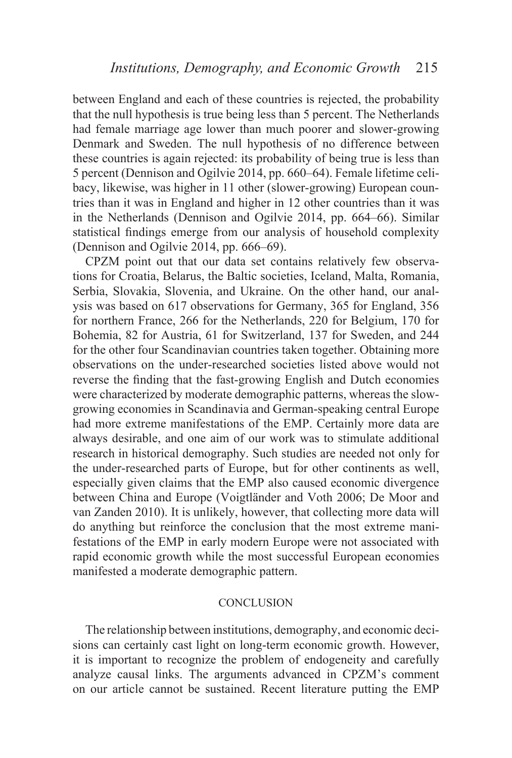between England and each of these countries is rejected, the probability that the null hypothesis is true being less than 5 percent. The Netherlands had female marriage age lower than much poorer and slower-growing Denmark and Sweden. The null hypothesis of no difference between these countries is again rejected: its probability of being true is less than 5 percent (Dennison and Ogilvie 2014, pp. 660–64). Female lifetime celibacy, likewise, was higher in 11 other (slower-growing) European countries than it was in England and higher in 12 other countries than it was in the Netherlands (Dennison and Ogilvie 2014, pp. 664–66). Similar statistical findings emerge from our analysis of household complexity (Dennison and Ogilvie 2014, pp. 666–69).

CPZM point out that our data set contains relatively few observations for Croatia, Belarus, the Baltic societies, Iceland, Malta, Romania, Serbia, Slovakia, Slovenia, and Ukraine. On the other hand, our analysis was based on 617 observations for Germany, 365 for England, 356 for northern France, 266 for the Netherlands, 220 for Belgium, 170 for Bohemia, 82 for Austria, 61 for Switzerland, 137 for Sweden, and 244 for the other four Scandinavian countries taken together. Obtaining more observations on the under-researched societies listed above would not reverse the finding that the fast-growing English and Dutch economies were characterized by moderate demographic patterns, whereas the slow-growing economies in Scandinavia and German-speaking central Europe had more extreme manifestations of the EMP. Certainly more data are always desirable, and one aim of our work was to stimulate additional research in historical demography. Such studies are needed not only for the under-researched parts of Europe, but for other continents as well, especially given claims that the EMP also caused economic divergence between China and Europe (Voigtländer and Voth 2006; De Moor and van Zanden 2010). It is unlikely, however, that collecting more data will do anything but reinforce the conclusion that the most extreme manifestations of the EMP in early modern Europe were not associated with rapid economic growth while the most successful European economies manifested a moderate demographic pattern.

## CONCLUSION

The relationship between institutions, demography, and economic decisions can certainly cast light on long-term economic growth. However, it is important to recognize the problem of endogeneity and carefully analyze causal links. The arguments advanced in CPZM's comment on our article cannot be sustained. Recent literature putting the EMP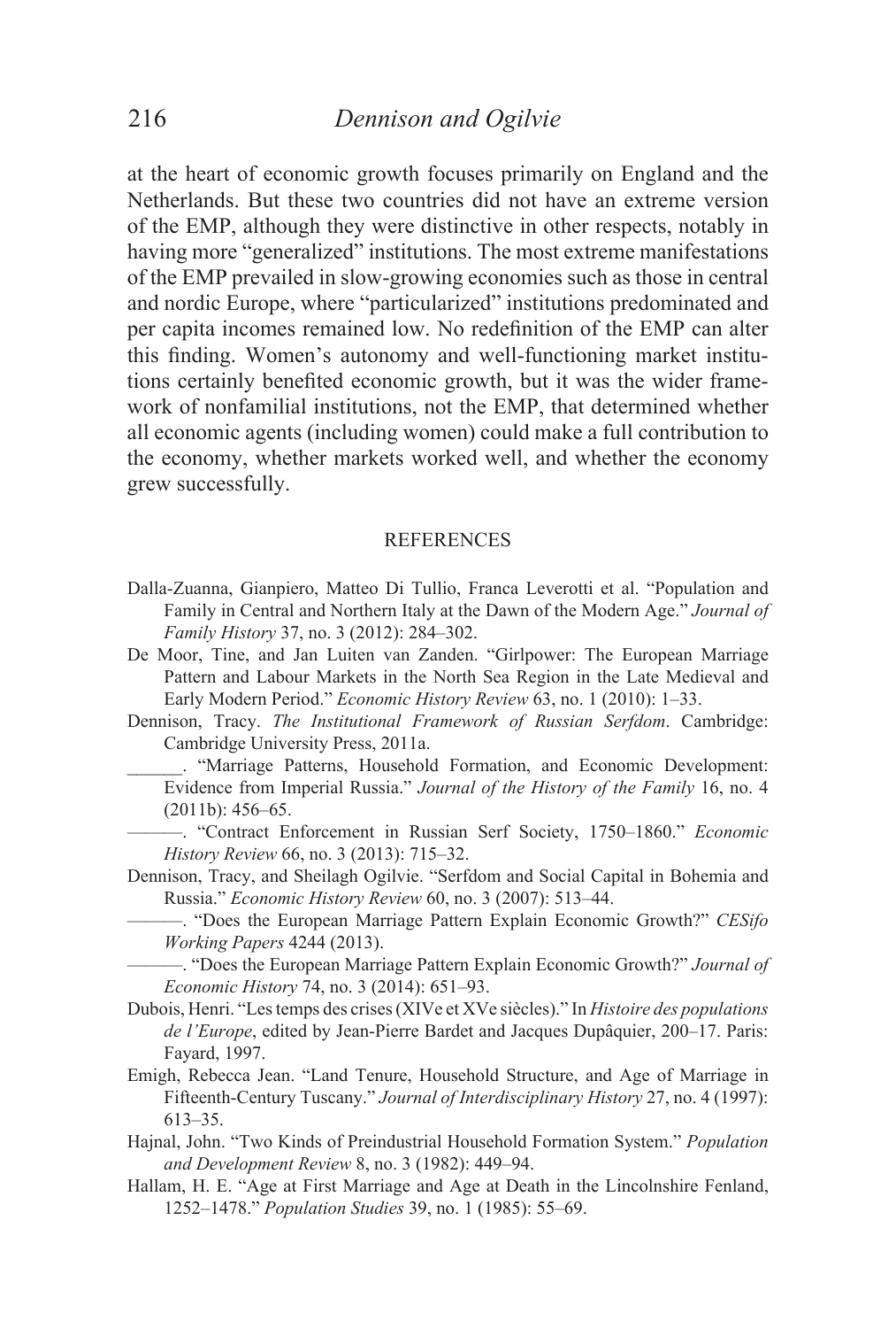at the heart of economic growth focuses primarily on England and the Netherlands. But these two countries did not have an extreme version of the EMP, although they were distinctive in other respects, notably in having more "generalized" institutions. The most extreme manifestations of the EMP prevailed in slow-growing economies such as those in central and nordic Europe, where "particularized" institutions predominated and per capita incomes remained low. No redefinition of the EMP can alter this finding. Women's autonomy and well-functioning market institutions certainly benefited economic growth, but it was the wider framework of nonfamilial institutions, not the EMP, that determined whether all economic agents (including women) could make a full contribution to the economy, whether markets worked well, and whether the economy grew successfully.

## REFERENCES

Dalla-Zuanna, Gianpiero, Matteo Di Tullio, Franca Leverotti et al. "Population and Family in Central and Northern Italy at the Dawn of the Modern Age." *Journal of Family History* 37, no. 3 (2012): 284–302.

De Moor, Tine, and Jan Luiten van Zanden. "Girlpower: The European Marriage Pattern and Labour Markets in the North Sea Region in the Late Medieval and Early Modern Period." *Economic History Review* 63, no. 1 (2010): 1–33.

Dennison, Tracy. *The Institutional Framework of Russian Serfdom*. Cambridge: Cambridge University Press, 2011a.

______. "Marriage Patterns, Household Formation, and Economic Development: Evidence from Imperial Russia." *Journal of the History of the Family* 16, no. 4 (2011b): 456–65.

———. "Contract Enforcement in Russian Serf Society, 1750–1860." *Economic History Review* 66, no. 3 (2013): 715–32.

Dennison, Tracy, and Sheilagh Ogilvie. "Serfdom and Social Capital in Bohemia and Russia." *Economic History Review* 60, no. 3 (2007): 513–44.

———. "Does the European Marriage Pattern Explain Economic Growth?" *CESifo Working Papers* 4244 (2013).

———. "Does the European Marriage Pattern Explain Economic Growth?" *Journal of Economic History* 74, no. 3 (2014): 651–93.

Dubois, Henri. "Les temps des crises (XIVe et XVe siècles)." In *Histoire des populations de l'Europe*, edited by Jean-Pierre Bardet and Jacques Dupâquier, 200–17. Paris: Fayard, 1997.

Emigh, Rebecca Jean. "Land Tenure, Household Structure, and Age of Marriage in Fifteenth-Century Tuscany." *Journal of Interdisciplinary History* 27, no. 4 (1997): 613–35.

Hajnal, John. "Two Kinds of Preindustrial Household Formation System." *Population and Development Review* 8, no. 3 (1982): 449–94.

Hallam, H. E. "Age at First Marriage and Age at Death in the Lincolnshire Fenland, 1252–1478." *Population Studies* 39, no. 1 (1985): 55–69.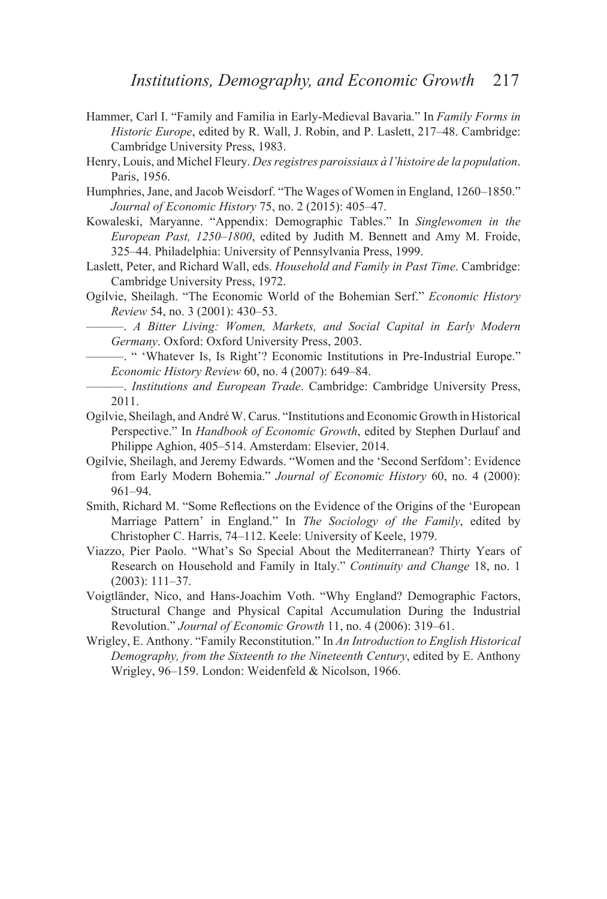Hammer, Carl I. "Family and Familia in Early-Medieval Bavaria." In *Family Forms in Historic Europe*, edited by R. Wall, J. Robin, and P. Laslett, 217–48. Cambridge: Cambridge University Press, 1983.

Henry, Louis, and Michel Fleury. *Des registres paroissiaux à l'histoire de la population*. Paris, 1956.

Humphries, Jane, and Jacob Weisdorf. "The Wages of Women in England, 1260–1850." *Journal of Economic History* 75, no. 2 (2015): 405–47.

Kowaleski, Maryanne. "Appendix: Demographic Tables." In *Singlewomen in the European Past, 1250–1800*, edited by Judith M. Bennett and Amy M. Froide, 325–44. Philadelphia: University of Pennsylvania Press, 1999.

Laslett, Peter, and Richard Wall, eds. *Household and Family in Past Time*. Cambridge: Cambridge University Press, 1972.

Ogilvie, Sheilagh. "The Economic World of the Bohemian Serf." *Economic History Review* 54, no. 3 (2001): 430–53.

———. *A Bitter Living: Women, Markets, and Social Capital in Early Modern Germany*. Oxford: Oxford University Press, 2003.

———. " 'Whatever Is, Is Right'? Economic Institutions in Pre-Industrial Europe." *Economic History Review* 60, no. 4 (2007): 649–84.

———. *Institutions and European Trade*. Cambridge: Cambridge University Press, 2011.

Ogilvie, Sheilagh, and André W. Carus. "Institutions and Economic Growth in Historical Perspective." In *Handbook of Economic Growth*, edited by Stephen Durlauf and Philippe Aghion, 405–514. Amsterdam: Elsevier, 2014.

Ogilvie, Sheilagh, and Jeremy Edwards. "Women and the 'Second Serfdom': Evidence from Early Modern Bohemia." *Journal of Economic History* 60, no. 4 (2000): 961–94.

Smith, Richard M. "Some Reflections on the Evidence of the Origins of the 'European Marriage Pattern' in England." In *The Sociology of the Family*, edited by Christopher C. Harris, 74–112. Keele: University of Keele, 1979.

Viazzo, Pier Paolo. "What's So Special About the Mediterranean? Thirty Years of Research on Household and Family in Italy." *Continuity and Change* 18, no. 1 (2003): 111–37.

Voigtländer, Nico, and Hans-Joachim Voth. "Why England? Demographic Factors, Structural Change and Physical Capital Accumulation During the Industrial Revolution." *Journal of Economic Growth* 11, no. 4 (2006): 319–61.

Wrigley, E. Anthony. "Family Reconstitution." In *An Introduction to English Historical Demography, from the Sixteenth to the Nineteenth Century*, edited by E. Anthony Wrigley, 96–159. London: Weidenfeld & Nicolson, 1966.